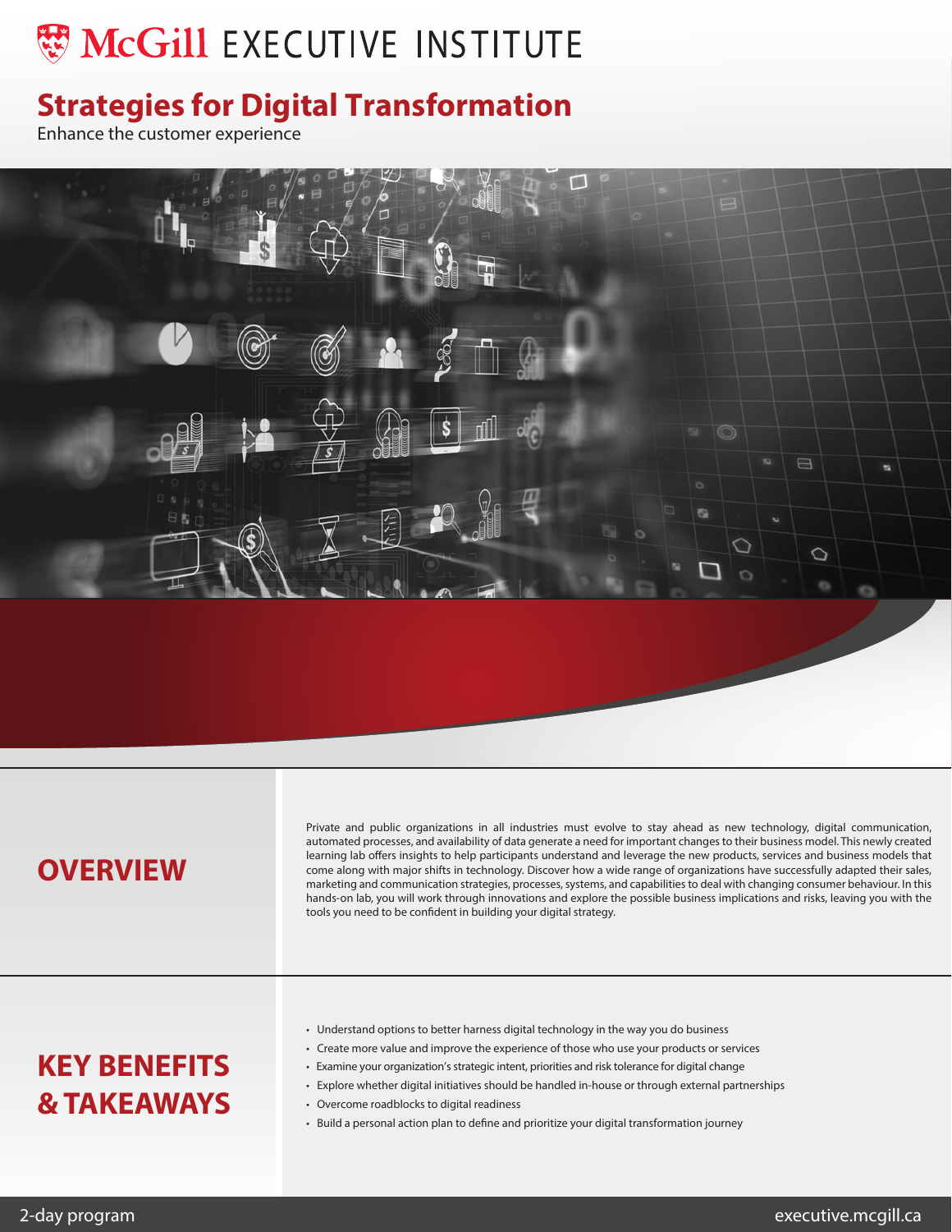McGill EXECUTIVE INSTITUTE

# Strategies for Digital Transformation

Enhance the customer experience

## OVERVIEW

Private and public organizations in all industries must evolve to stay ahead as new technology, digital communication, automated processes, and availability of data generate a need for important changes to their business model. This newly created learning lab offers insights to help participants understand and leverage the new products, services and business models that come along with major shifts in technology. Discover how a wide range of organizations have successfully adapted their sales, marketing and communication strategies, processes, systems, and capabilities to deal with changing consumer behaviour. In this hands-on lab, you will work through innovations and explore the possible business implications and risks, leaving you with the tools you need to be confident in building your digital strategy.

## KEY BENEFITS & TAKEAWAYS

- Understand options to better harness digital technology in the way you do business
- Create more value and improve the experience of those who use your products or services
- Examine your organization's strategic intent, priorities and risk tolerance for digital change
- Explore whether digital initiatives should be handled in-house or through external partnerships
- Overcome roadblocks to digital readiness
- Build a personal action plan to define and prioritize your digital transformation journey

2-day program

executive.mcgill.ca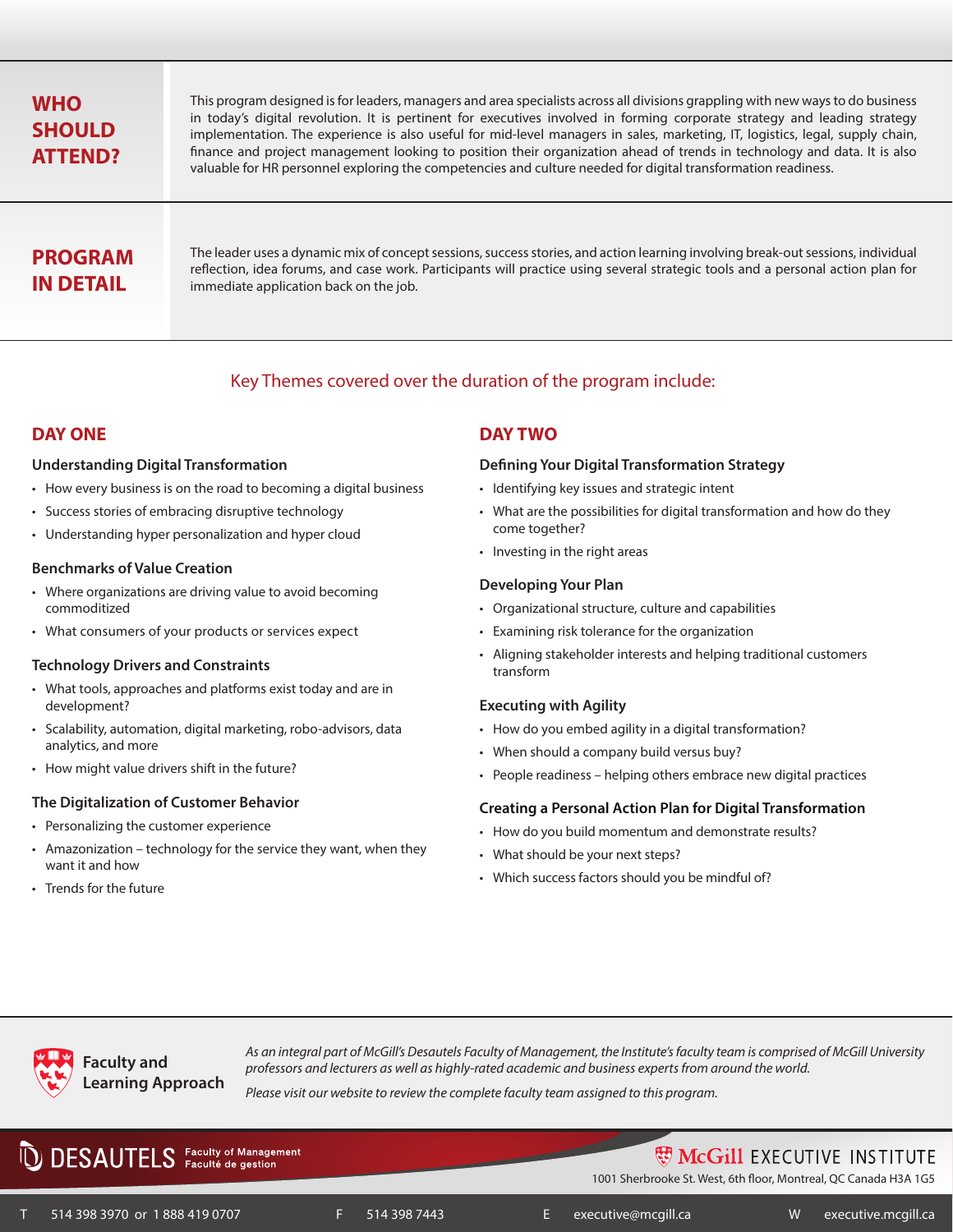## WHO SHOULD ATTEND?

This program designed is for leaders, managers and area specialists across all divisions grappling with new ways to do business in today's digital revolution. It is pertinent for executives involved in forming corporate strategy and leading strategy implementation. The experience is also useful for mid-level managers in sales, marketing, IT, logistics, legal, supply chain, finance and project management looking to position their organization ahead of trends in technology and data. It is also valuable for HR personnel exploring the competencies and culture needed for digital transformation readiness.

## PROGRAM IN DETAIL

The leader uses a dynamic mix of concept sessions, success stories, and action learning involving break-out sessions, individual reflection, idea forums, and case work. Participants will practice using several strategic tools and a personal action plan for immediate application back on the job.

Key Themes covered over the duration of the program include:

## DAY ONE

### Understanding Digital Transformation

- How every business is on the road to becoming a digital business
- Success stories of embracing disruptive technology
- Understanding hyper personalization and hyper cloud

### Benchmarks of Value Creation

- Where organizations are driving value to avoid becoming commoditized
- What consumers of your products or services expect

### Technology Drivers and Constraints

- What tools, approaches and platforms exist today and are in development?
- Scalability, automation, digital marketing, robo-advisors, data analytics, and more
- How might value drivers shift in the future?

### The Digitalization of Customer Behavior

- Personalizing the customer experience
- Amazonization – technology for the service they want, when they want it and how
- Trends for the future

## DAY TWO

### Defining Your Digital Transformation Strategy

- Identifying key issues and strategic intent
- What are the possibilities for digital transformation and how do they come together?
- Investing in the right areas

### Developing Your Plan

- Organizational structure, culture and capabilities
- Examining risk tolerance for the organization
- Aligning stakeholder interests and helping traditional customers transform

### Executing with Agility

- How do you embed agility in a digital transformation?
- When should a company build versus buy?
- People readiness – helping others embrace new digital practices

### Creating a Personal Action Plan for Digital Transformation

- How do you build momentum and demonstrate results?
- What should be your next steps?
- Which success factors should you be mindful of?

### Faculty and Learning Approach

*As an integral part of McGill's Desautels Faculty of Management, the Institute's faculty team is comprised of McGill University professors and lecturers as well as highly-rated academic and business experts from around the world.*

*Please visit our website to review the complete faculty team assigned to this program.*

DESAUTELS Faculty of Management Faculté de gestion

McGill EXECUTIVE INSTITUTE

1001 Sherbrooke St. West, 6th floor, Montreal, QC Canada H3A 1G5

T 514 398 3970 or 1 888 419 0707 F 514 398 7443 E executive@mcgill.ca W executive.mcgill.ca